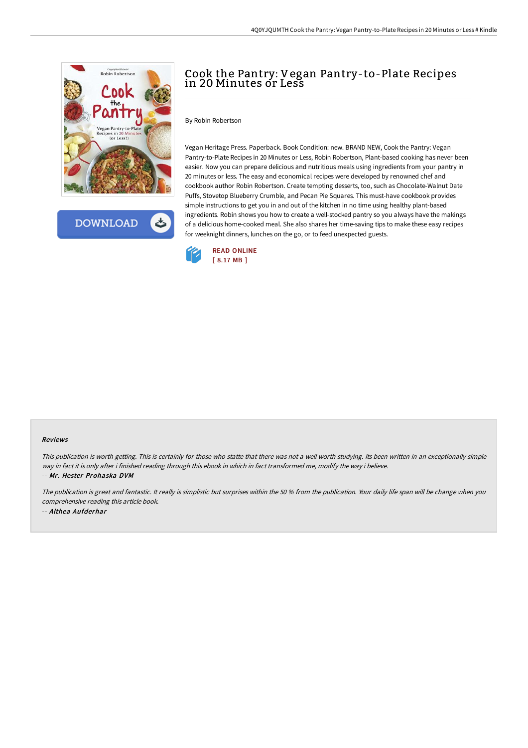# Cook the Pantry: Vegan Pantry-to-Plate Recipes in 20 Minutes or Less

By Robin Robertson

Vegan Heritage Press. Paperback. Book Condition: new. BRAND NEW, Cook the Pantry: Vegan Pantry-to-Plate Recipes in 20 Minutes or Less, Robin Robertson, Plant-based cooking has never been easier. Now you can prepare delicious and nutritious meals using ingredients from your pantry in 20 minutes or less. The easy and economical recipes were developed by renowned chef and cookbook author Robin Robertson. Create tempting desserts, too, such as Chocolate-Walnut Date Puffs, Stovetop Blueberry Crumble, and Pecan Pie Squares. This must-have cookbook provides simple instructions to get you in and out of the kitchen in no time using healthy plant-based ingredients. Robin shows you how to create a well-stocked pantry so you always have the makings of a delicious home-cooked meal. She also shares her time-saving tips to make these easy recipes for weeknight dinners, lunches on the go, or to feed unexpected guests.

DOWNLOAD

READ ONLINE
[ 8.17 MB ]

#### Reviews

*This publication is worth getting. This is certainly for those who statte that there was not a well worth studying. Its been written in an exceptionally simple way in fact it is only after i finished reading through this ebook in which in fact transformed me, modify the way i believe.*
-- ***Mr. Hester Prohaska DVM***

*The publication is great and fantastic. It really is simplistic but surprises within the 50 % from the publication. Your daily life span will be change when you comprehensive reading this article book.*
-- ***Althea Aufderhar***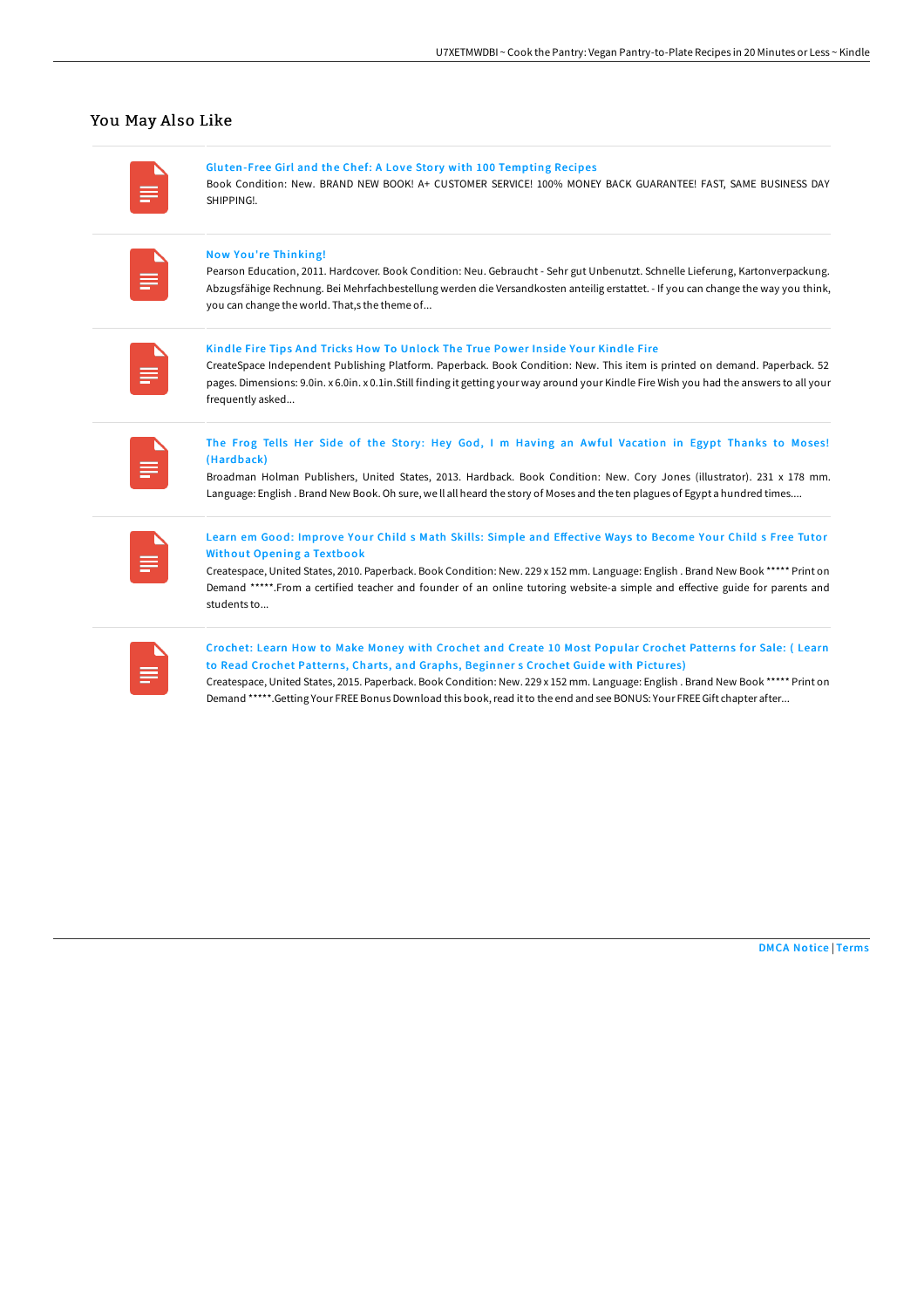## You May Also Like

**Gluten-Free Girl and the Chef: A Love Story with 100 Tempting Recipes**

Book Condition: New. BRAND NEW BOOK! A+ CUSTOMER SERVICE! 100% MONEY BACK GUARANTEE! FAST, SAME BUSINESS DAY SHIPPING!.

**Now You're Thinking!**

Pearson Education, 2011. Hardcover. Book Condition: Neu. Gebraucht - Sehr gut Unbenutzt. Schnelle Lieferung, Kartonverpackung. Abzugsfähige Rechnung. Bei Mehrfachbestellung werden die Versandkosten anteilig erstattet. - If you can change the way you think, you can change the world. That,s the theme of...

**Kindle Fire Tips And Tricks How To Unlock The True Power Inside Your Kindle Fire**

CreateSpace Independent Publishing Platform. Paperback. Book Condition: New. This item is printed on demand. Paperback. 52 pages. Dimensions: 9.0in. x 6.0in. x 0.1in.Still finding it getting your way around your Kindle Fire Wish you had the answers to all your frequently asked...

**The Frog Tells Her Side of the Story: Hey God, I m Having an Awful Vacation in Egypt Thanks to Moses! (Hardback)**

Broadman Holman Publishers, United States, 2013. Hardback. Book Condition: New. Cory Jones (illustrator). 231 x 178 mm. Language: English . Brand New Book. Oh sure, we ll all heard the story of Moses and the ten plagues of Egypt a hundred times....

**Learn em Good: Improve Your Child s Math Skills: Simple and Effective Ways to Become Your Child s Free Tutor Without Opening a Textbook**

Createspace, United States, 2010. Paperback. Book Condition: New. 229 x 152 mm. Language: English . Brand New Book ***** Print on Demand *****.From a certified teacher and founder of an online tutoring website-a simple and effective guide for parents and students to...

**Crochet: Learn How to Make Money with Crochet and Create 10 Most Popular Crochet Patterns for Sale: ( Learn to Read Crochet Patterns, Charts, and Graphs, Beginner s Crochet Guide with Pictures)**

Createspace, United States, 2015. Paperback. Book Condition: New. 229 x 152 mm. Language: English . Brand New Book ***** Print on Demand *****.Getting Your FREE Bonus Download this book, read it to the end and see BONUS: Your FREE Gift chapter after...

DMCA Notice | Terms